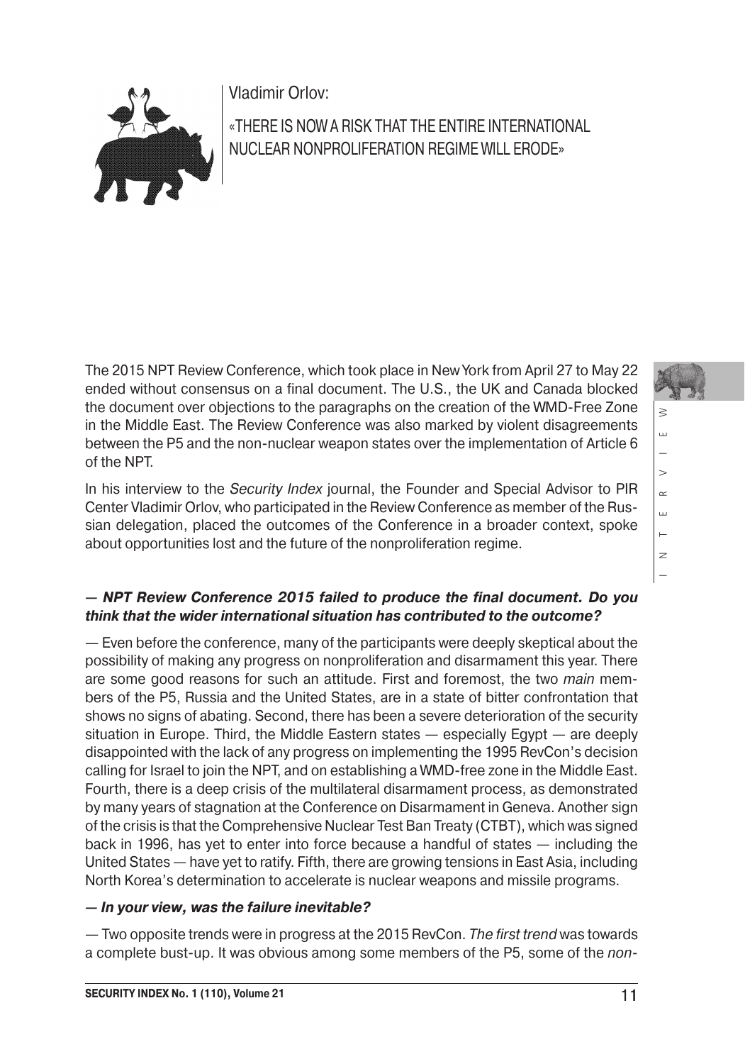Vladimir Orlov:

# «THERE IS NOW A RISK THAT THE ENTIRE INTERNATIONAL NUCLEAR NONPROLIFERATION REGIME WILL ERODE»

The 2015 NPT Review Conference, which took place in New York from April 27 to May 22 ended without consensus on a final document. The U.S., the UK and Canada blocked the document over objections to the paragraphs on the creation of the WMD-Free Zone in the Middle East. The Review Conference was also marked by violent disagreements between the P5 and the non-nuclear weapon states over the implementation of Article 6 of the NPT.

In his interview to the *Security Index* journal, the Founder and Special Advisor to PIR Center Vladimir Orlov, who participated in the Review Conference as member of the Russian delegation, placed the outcomes of the Conference in a broader context, spoke about opportunities lost and the future of the nonproliferation regime.

***— NPT Review Conference 2015 failed to produce the final document. Do you think that the wider international situation has contributed to the outcome?***

— Even before the conference, many of the participants were deeply skeptical about the possibility of making any progress on nonproliferation and disarmament this year. There are some good reasons for such an attitude. First and foremost, the two *main* members of the P5, Russia and the United States, are in a state of bitter confrontation that shows no signs of abating. Second, there has been a severe deterioration of the security situation in Europe. Third, the Middle Eastern states — especially Egypt — are deeply disappointed with the lack of any progress on implementing the 1995 RevCon's decision calling for Israel to join the NPT, and on establishing a WMD-free zone in the Middle East. Fourth, there is a deep crisis of the multilateral disarmament process, as demonstrated by many years of stagnation at the Conference on Disarmament in Geneva. Another sign of the crisis is that the Comprehensive Nuclear Test Ban Treaty (CTBT), which was signed back in 1996, has yet to enter into force because a handful of states — including the United States — have yet to ratify. Fifth, there are growing tensions in East Asia, including North Korea's determination to accelerate is nuclear weapons and missile programs.

***— In your view, was the failure inevitable?***

— Two opposite trends were in progress at the 2015 RevCon. *The first trend* was towards a complete bust-up. It was obvious among some members of the P5, some of the *non-*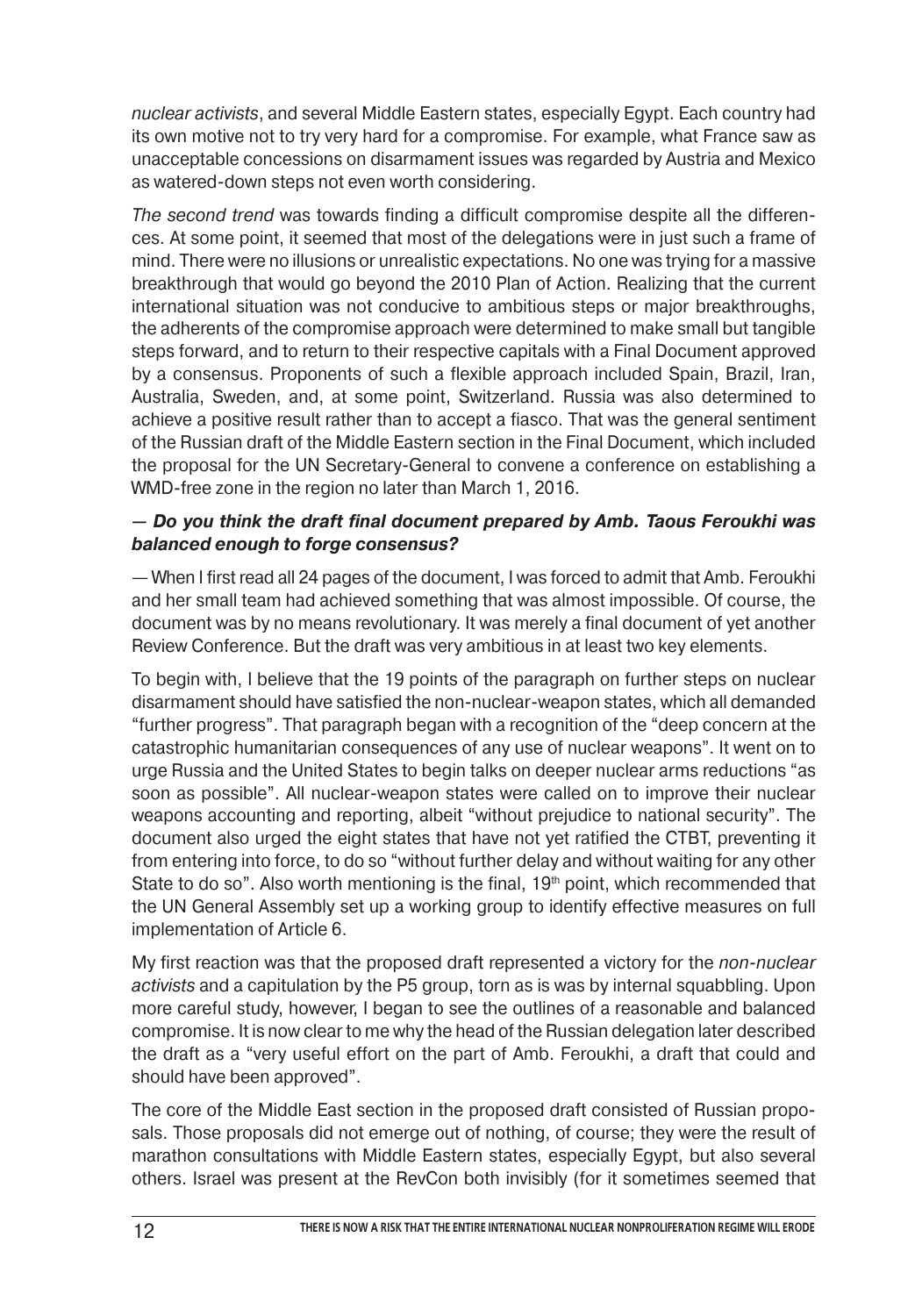*nuclear activists*, and several Middle Eastern states, especially Egypt. Each country had its own motive not to try very hard for a compromise. For example, what France saw as unacceptable concessions on disarmament issues was regarded by Austria and Mexico as watered-down steps not even worth considering.

*The second trend* was towards finding a difficult compromise despite all the differences. At some point, it seemed that most of the delegations were in just such a frame of mind. There were no illusions or unrealistic expectations. No one was trying for a massive breakthrough that would go beyond the 2010 Plan of Action. Realizing that the current international situation was not conducive to ambitious steps or major breakthroughs, the adherents of the compromise approach were determined to make small but tangible steps forward, and to return to their respective capitals with a Final Document approved by a consensus. Proponents of such a flexible approach included Spain, Brazil, Iran, Australia, Sweden, and, at some point, Switzerland. Russia was also determined to achieve a positive result rather than to accept a fiasco. That was the general sentiment of the Russian draft of the Middle Eastern section in the Final Document, which included the proposal for the UN Secretary-General to convene a conference on establishing a WMD-free zone in the region no later than March 1, 2016.

***— Do you think the draft final document prepared by Amb. Taous Feroukhi was balanced enough to forge consensus?***

— When I first read all 24 pages of the document, I was forced to admit that Amb. Feroukhi and her small team had achieved something that was almost impossible. Of course, the document was by no means revolutionary. It was merely a final document of yet another Review Conference. But the draft was very ambitious in at least two key elements.

To begin with, I believe that the 19 points of the paragraph on further steps on nuclear disarmament should have satisfied the non-nuclear-weapon states, which all demanded "further progress". That paragraph began with a recognition of the "deep concern at the catastrophic humanitarian consequences of any use of nuclear weapons". It went on to urge Russia and the United States to begin talks on deeper nuclear arms reductions "as soon as possible". All nuclear-weapon states were called on to improve their nuclear weapons accounting and reporting, albeit "without prejudice to national security". The document also urged the eight states that have not yet ratified the CTBT, preventing it from entering into force, to do so "without further delay and without waiting for any other State to do so". Also worth mentioning is the final, 19th point, which recommended that the UN General Assembly set up a working group to identify effective measures on full implementation of Article 6.

My first reaction was that the proposed draft represented a victory for the *non-nuclear activists* and a capitulation by the P5 group, torn as is was by internal squabbling. Upon more careful study, however, I began to see the outlines of a reasonable and balanced compromise. It is now clear to me why the head of the Russian delegation later described the draft as a "very useful effort on the part of Amb. Feroukhi, a draft that could and should have been approved".

The core of the Middle East section in the proposed draft consisted of Russian proposals. Those proposals did not emerge out of nothing, of course; they were the result of marathon consultations with Middle Eastern states, especially Egypt, but also several others. Israel was present at the RevCon both invisibly (for it sometimes seemed that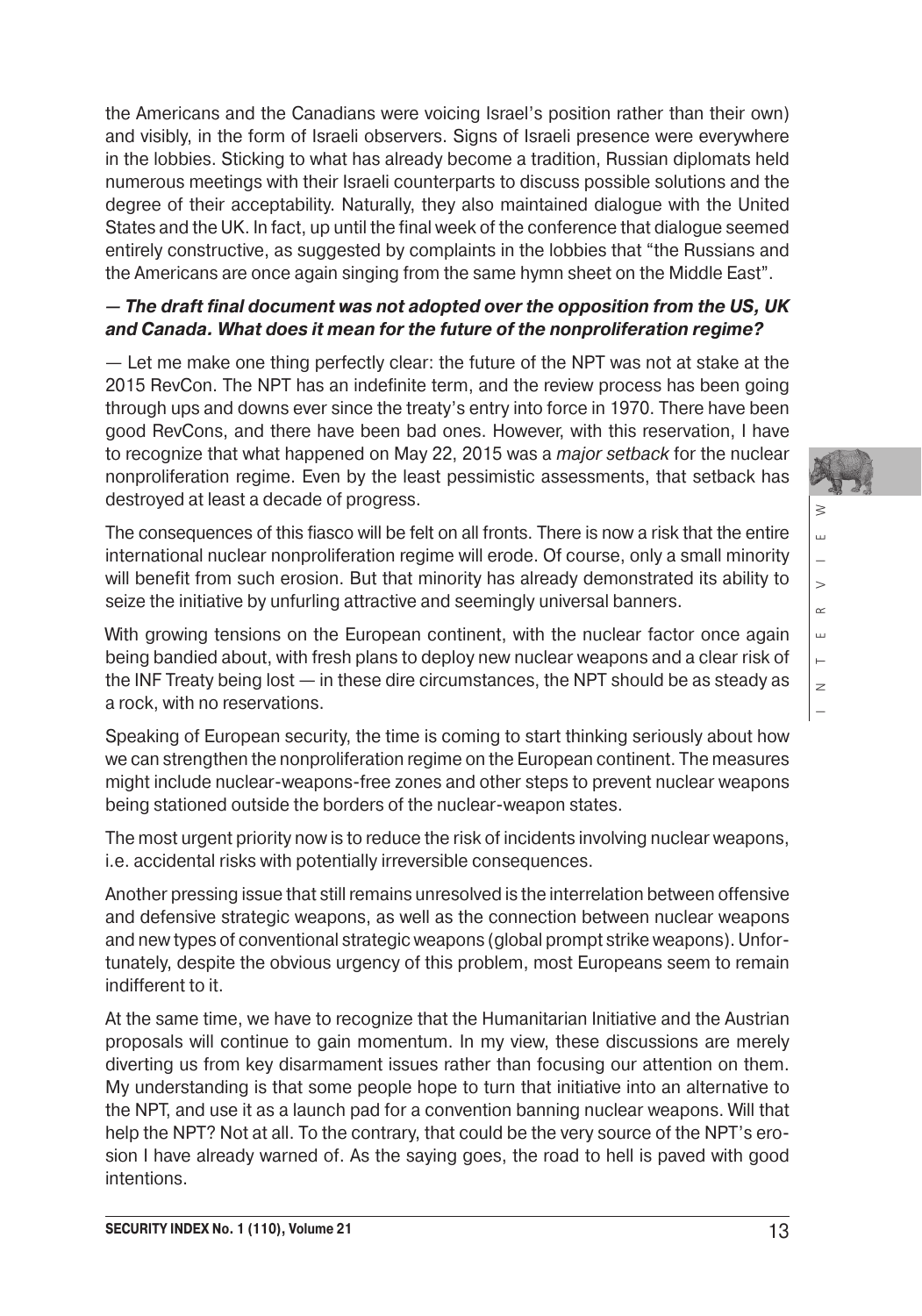the Americans and the Canadians were voicing Israel's position rather than their own) and visibly, in the form of Israeli observers. Signs of Israeli presence were everywhere in the lobbies. Sticking to what has already become a tradition, Russian diplomats held numerous meetings with their Israeli counterparts to discuss possible solutions and the degree of their acceptability. Naturally, they also maintained dialogue with the United States and the UK. In fact, up until the final week of the conference that dialogue seemed entirely constructive, as suggested by complaints in the lobbies that "the Russians and the Americans are once again singing from the same hymn sheet on the Middle East".

***— The draft final document was not adopted over the opposition from the US, UK and Canada. What does it mean for the future of the nonproliferation regime?***

— Let me make one thing perfectly clear: the future of the NPT was not at stake at the 2015 RevCon. The NPT has an indefinite term, and the review process has been going through ups and downs ever since the treaty's entry into force in 1970. There have been good RevCons, and there have been bad ones. However, with this reservation, I have to recognize that what happened on May 22, 2015 was a *major setback* for the nuclear nonproliferation regime. Even by the least pessimistic assessments, that setback has destroyed at least a decade of progress.

The consequences of this fiasco will be felt on all fronts. There is now a risk that the entire international nuclear nonproliferation regime will erode. Of course, only a small minority will benefit from such erosion. But that minority has already demonstrated its ability to seize the initiative by unfurling attractive and seemingly universal banners.

With growing tensions on the European continent, with the nuclear factor once again being bandied about, with fresh plans to deploy new nuclear weapons and a clear risk of the INF Treaty being lost — in these dire circumstances, the NPT should be as steady as a rock, with no reservations.

Speaking of European security, the time is coming to start thinking seriously about how we can strengthen the nonproliferation regime on the European continent. The measures might include nuclear-weapons-free zones and other steps to prevent nuclear weapons being stationed outside the borders of the nuclear-weapon states.

The most urgent priority now is to reduce the risk of incidents involving nuclear weapons, i.e. accidental risks with potentially irreversible consequences.

Another pressing issue that still remains unresolved is the interrelation between offensive and defensive strategic weapons, as well as the connection between nuclear weapons and new types of conventional strategic weapons (global prompt strike weapons). Unfortunately, despite the obvious urgency of this problem, most Europeans seem to remain indifferent to it.

At the same time, we have to recognize that the Humanitarian Initiative and the Austrian proposals will continue to gain momentum. In my view, these discussions are merely diverting us from key disarmament issues rather than focusing our attention on them. My understanding is that some people hope to turn that initiative into an alternative to the NPT, and use it as a launch pad for a convention banning nuclear weapons. Will that help the NPT? Not at all. To the contrary, that could be the very source of the NPT's erosion I have already warned of. As the saying goes, the road to hell is paved with good intentions.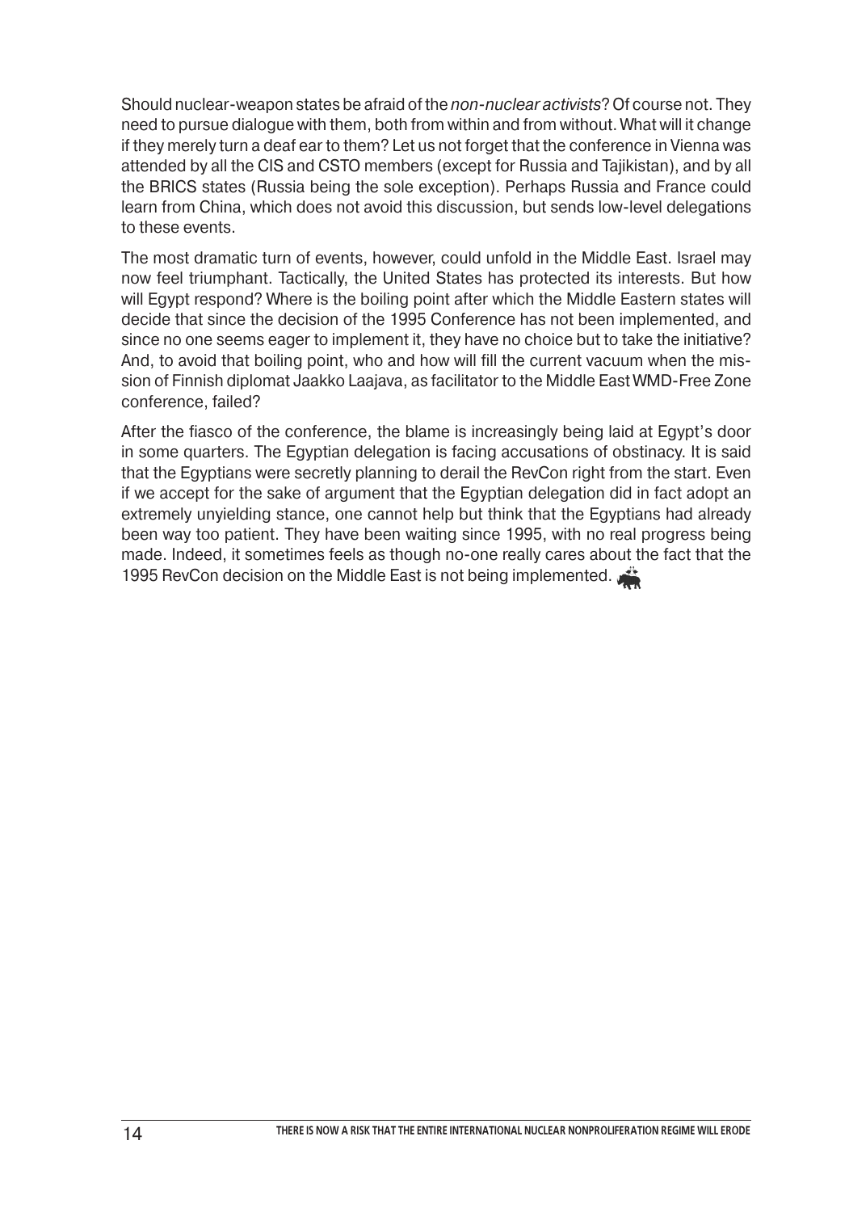Should nuclear-weapon states be afraid of the *non-nuclear activists*? Of course not. They need to pursue dialogue with them, both from within and from without. What will it change if they merely turn a deaf ear to them? Let us not forget that the conference in Vienna was attended by all the CIS and CSTO members (except for Russia and Tajikistan), and by all the BRICS states (Russia being the sole exception). Perhaps Russia and France could learn from China, which does not avoid this discussion, but sends low-level delegations to these events.

The most dramatic turn of events, however, could unfold in the Middle East. Israel may now feel triumphant. Tactically, the United States has protected its interests. But how will Egypt respond? Where is the boiling point after which the Middle Eastern states will decide that since the decision of the 1995 Conference has not been implemented, and since no one seems eager to implement it, they have no choice but to take the initiative? And, to avoid that boiling point, who and how will fill the current vacuum when the mission of Finnish diplomat Jaakko Laajava, as facilitator to the Middle East WMD-Free Zone conference, failed?

After the fiasco of the conference, the blame is increasingly being laid at Egypt's door in some quarters. The Egyptian delegation is facing accusations of obstinacy. It is said that the Egyptians were secretly planning to derail the RevCon right from the start. Even if we accept for the sake of argument that the Egyptian delegation did in fact adopt an extremely unyielding stance, one cannot help but think that the Egyptians had already been way too patient. They have been waiting since 1995, with no real progress being made. Indeed, it sometimes feels as though no-one really cares about the fact that the 1995 RevCon decision on the Middle East is not being implemented.